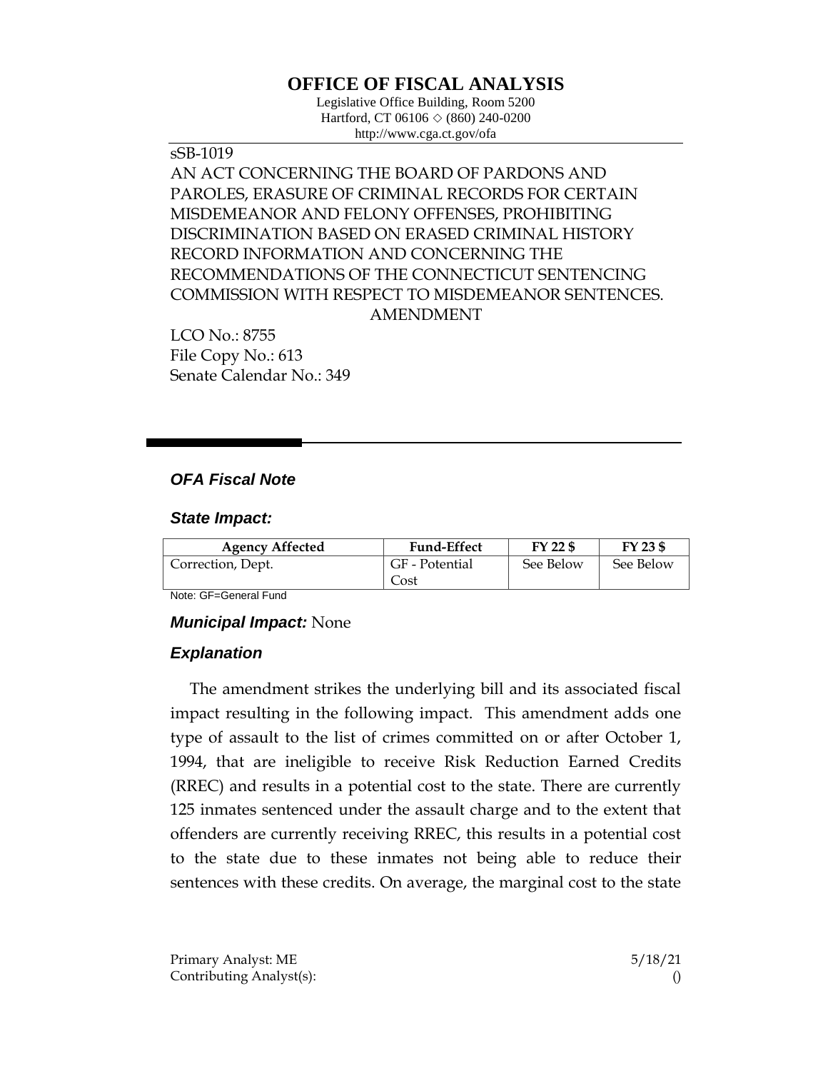# OFFICE OF FISCAL ANALYSIS

Legislative Office Building, Room 5200
Hartford, CT 06106 ◇ (860) 240-0200
http://www.cga.ct.gov/ofa

sSB-1019

AN ACT CONCERNING THE BOARD OF PARDONS AND PAROLES, ERASURE OF CRIMINAL RECORDS FOR CERTAIN MISDEMEANOR AND FELONY OFFENSES, PROHIBITING DISCRIMINATION BASED ON ERASED CRIMINAL HISTORY RECORD INFORMATION AND CONCERNING THE RECOMMENDATIONS OF THE CONNECTICUT SENTENCING COMMISSION WITH RESPECT TO MISDEMEANOR SENTENCES.

AMENDMENT

LCO No.: 8755
File Copy No.: 613
Senate Calendar No.: 349

### *OFA Fiscal Note*

### *State Impact:*

| Agency Affected | Fund-Effect | FY 22 $ | FY 23 $ |
|---|---|---|---|
| Correction, Dept. | GF - Potential Cost | See Below | See Below |

Note: GF=General Fund

### *Municipal Impact:* None

### *Explanation*

The amendment strikes the underlying bill and its associated fiscal impact resulting in the following impact. This amendment adds one type of assault to the list of crimes committed on or after October 1, 1994, that are ineligible to receive Risk Reduction Earned Credits (RREC) and results in a potential cost to the state. There are currently 125 inmates sentenced under the assault charge and to the extent that offenders are currently receiving RREC, this results in a potential cost to the state due to these inmates not being able to reduce their sentences with these credits. On average, the marginal cost to the state

Primary Analyst: ME
Contributing Analyst(s):

5/18/21
()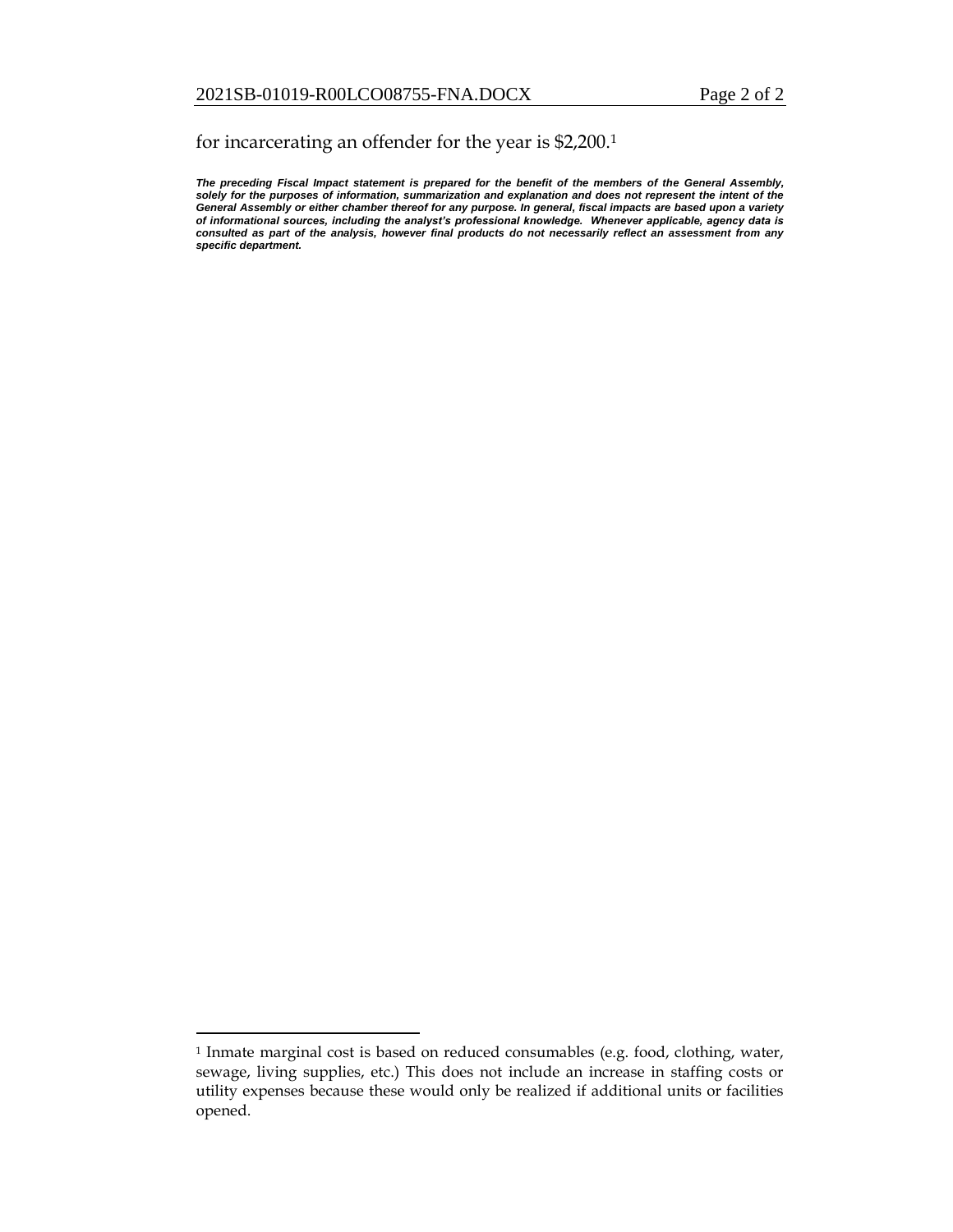for incarcerating an offender for the year is $2,200.[1]

***The preceding Fiscal Impact statement is prepared for the benefit of the members of the General Assembly, solely for the purposes of information, summarization and explanation and does not represent the intent of the General Assembly or either chamber thereof for any purpose. In general, fiscal impacts are based upon a variety of informational sources, including the analyst's professional knowledge. Whenever applicable, agency data is consulted as part of the analysis, however final products do not necessarily reflect an assessment from any specific department.***

---

[1] Inmate marginal cost is based on reduced consumables (e.g. food, clothing, water, sewage, living supplies, etc.) This does not include an increase in staffing costs or utility expenses because these would only be realized if additional units or facilities opened.